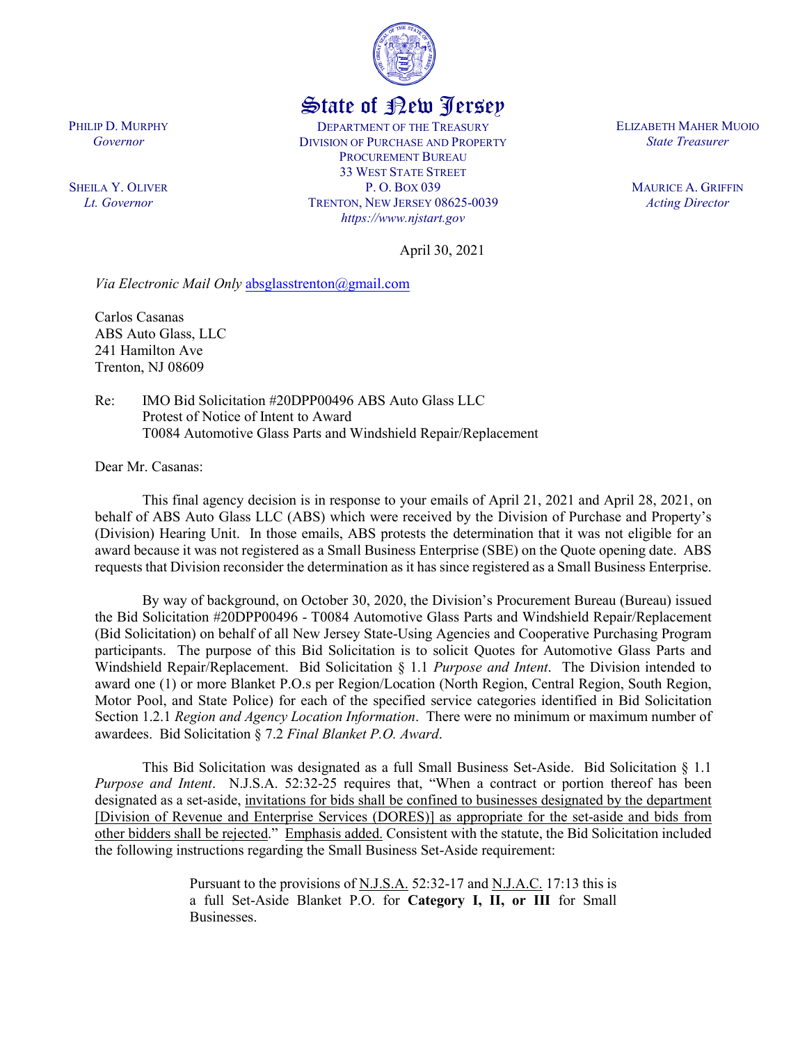# State of New Jersey

PHILIP D. MURPHY
*Governor*

SHEILA Y. OLIVER
*Lt. Governor*

DEPARTMENT OF THE TREASURY
DIVISION OF PURCHASE AND PROPERTY
PROCUREMENT BUREAU
33 WEST STATE STREET
P. O. BOX 039
TRENTON, NEW JERSEY 08625-0039
*https://www.njstart.gov*

ELIZABETH MAHER MUOIO
*State Treasurer*

MAURICE A. GRIFFIN
*Acting Director*

April 30, 2021

*Via Electronic Mail Only* absglasstrenton@gmail.com

Carlos Casanas
ABS Auto Glass, LLC
241 Hamilton Ave
Trenton, NJ 08609

Re: IMO Bid Solicitation #20DPP00496 ABS Auto Glass LLC
Protest of Notice of Intent to Award
T0084 Automotive Glass Parts and Windshield Repair/Replacement

Dear Mr. Casanas:

This final agency decision is in response to your emails of April 21, 2021 and April 28, 2021, on behalf of ABS Auto Glass LLC (ABS) which were received by the Division of Purchase and Property's (Division) Hearing Unit. In those emails, ABS protests the determination that it was not eligible for an award because it was not registered as a Small Business Enterprise (SBE) on the Quote opening date. ABS requests that Division reconsider the determination as it has since registered as a Small Business Enterprise.

By way of background, on October 30, 2020, the Division's Procurement Bureau (Bureau) issued the Bid Solicitation #20DPP00496 - T0084 Automotive Glass Parts and Windshield Repair/Replacement (Bid Solicitation) on behalf of all New Jersey State-Using Agencies and Cooperative Purchasing Program participants. The purpose of this Bid Solicitation is to solicit Quotes for Automotive Glass Parts and Windshield Repair/Replacement. Bid Solicitation § 1.1 *Purpose and Intent*. The Division intended to award one (1) or more Blanket P.O.s per Region/Location (North Region, Central Region, South Region, Motor Pool, and State Police) for each of the specified service categories identified in Bid Solicitation Section 1.2.1 *Region and Agency Location Information*. There were no minimum or maximum number of awardees. Bid Solicitation § 7.2 *Final Blanket P.O. Award*.

This Bid Solicitation was designated as a full Small Business Set-Aside. Bid Solicitation § 1.1 *Purpose and Intent*. N.J.S.A. 52:32-25 requires that, "When a contract or portion thereof has been designated as a set-aside, <u>invitations for bids shall be confined to businesses designated by the department [Division of Revenue and Enterprise Services (DORES)] as appropriate for the set-aside and bids from other bidders shall be rejected</u>." <u>Emphasis added.</u> Consistent with the statute, the Bid Solicitation included the following instructions regarding the Small Business Set-Aside requirement:

> Pursuant to the provisions of <u>N.J.S.A.</u> 52:32-17 and <u>N.J.A.C.</u> 17:13 this is a full Set-Aside Blanket P.O. for **Category I, II, or III** for Small Businesses.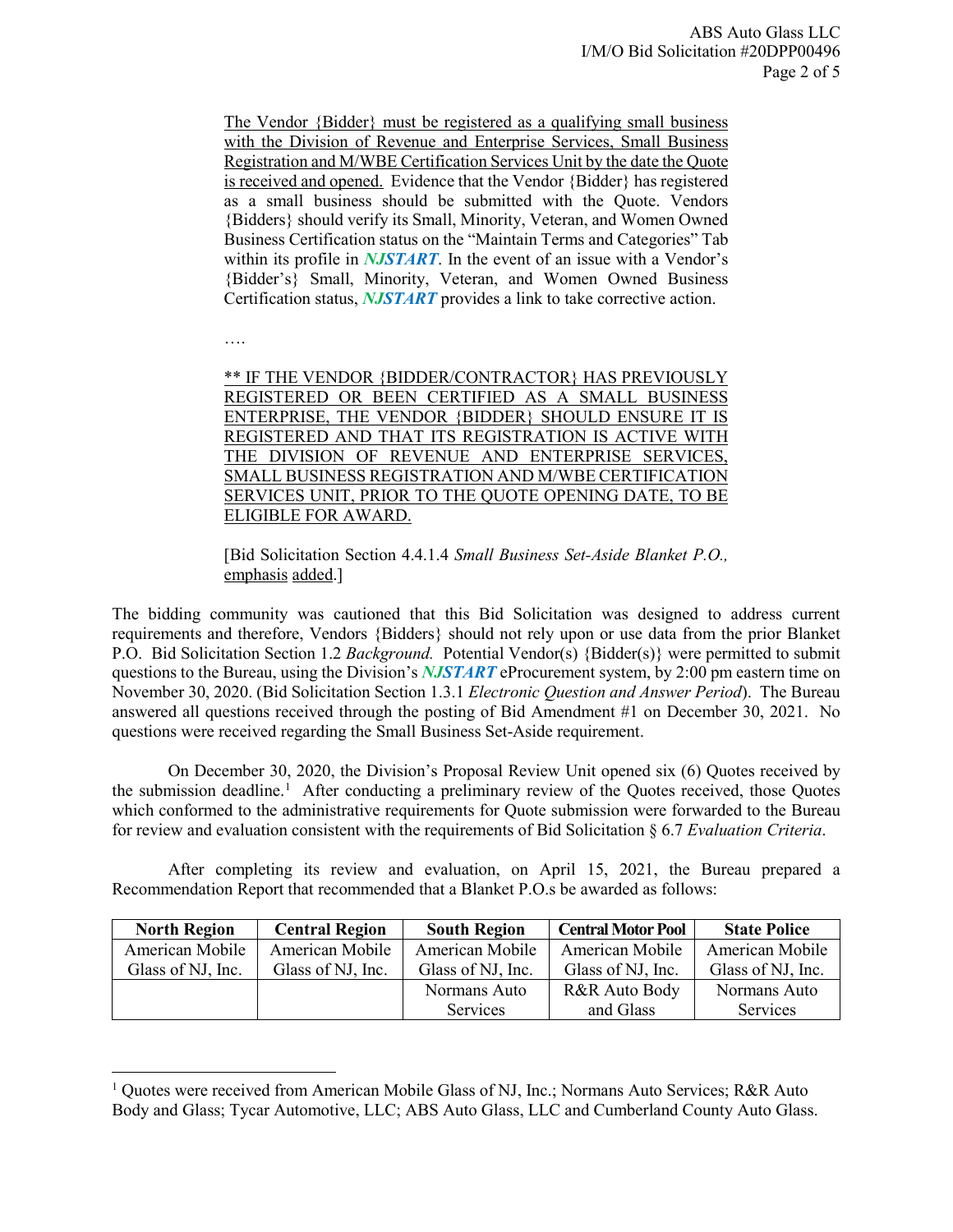<u>The Vendor {Bidder} must be registered as a qualifying small business with the Division of Revenue and Enterprise Services, Small Business Registration and M/WBE Certification Services Unit by the date the Quote is received and opened.</u> Evidence that the Vendor {Bidder} has registered as a small business should be submitted with the Quote. Vendors {Bidders} should verify its Small, Minority, Veteran, and Women Owned Business Certification status on the "Maintain Terms and Categories" Tab within its profile in ***NJSTART***. In the event of an issue with a Vendor's {Bidder's} Small, Minority, Veteran, and Women Owned Business Certification status, ***NJSTART*** provides a link to take corrective action.

….

<u>** IF THE VENDOR {BIDDER/CONTRACTOR} HAS PREVIOUSLY REGISTERED OR BEEN CERTIFIED AS A SMALL BUSINESS ENTERPRISE, THE VENDOR {BIDDER} SHOULD ENSURE IT IS REGISTERED AND THAT ITS REGISTRATION IS ACTIVE WITH THE DIVISION OF REVENUE AND ENTERPRISE SERVICES, SMALL BUSINESS REGISTRATION AND M/WBE CERTIFICATION SERVICES UNIT, PRIOR TO THE QUOTE OPENING DATE, TO BE ELIGIBLE FOR AWARD.</u>

[Bid Solicitation Section 4.4.1.4 *Small Business Set-Aside Blanket P.O.,* <u>emphasis</u> <u>added</u>.]

The bidding community was cautioned that this Bid Solicitation was designed to address current requirements and therefore, Vendors {Bidders} should not rely upon or use data from the prior Blanket P.O. Bid Solicitation Section 1.2 *Background.* Potential Vendor(s) {Bidder(s)} were permitted to submit questions to the Bureau, using the Division's ***NJSTART*** eProcurement system, by 2:00 pm eastern time on November 30, 2020. (Bid Solicitation Section 1.3.1 *Electronic Question and Answer Period*). The Bureau answered all questions received through the posting of Bid Amendment #1 on December 30, 2021. No questions were received regarding the Small Business Set-Aside requirement.

On December 30, 2020, the Division's Proposal Review Unit opened six (6) Quotes received by the submission deadline.[1] After conducting a preliminary review of the Quotes received, those Quotes which conformed to the administrative requirements for Quote submission were forwarded to the Bureau for review and evaluation consistent with the requirements of Bid Solicitation § 6.7 *Evaluation Criteria*.

After completing its review and evaluation, on April 15, 2021, the Bureau prepared a Recommendation Report that recommended that a Blanket P.O.s be awarded as follows:

| North Region | Central Region | South Region | Central Motor Pool | State Police |
|---|---|---|---|---|
| American Mobile Glass of NJ, Inc. | American Mobile Glass of NJ, Inc. | American Mobile Glass of NJ, Inc. | American Mobile Glass of NJ, Inc. | American Mobile Glass of NJ, Inc. |
| | | Normans Auto Services | R&R Auto Body and Glass | Normans Auto Services |

[1] Quotes were received from American Mobile Glass of NJ, Inc.; Normans Auto Services; R&R Auto Body and Glass; Tycar Automotive, LLC; ABS Auto Glass, LLC and Cumberland County Auto Glass.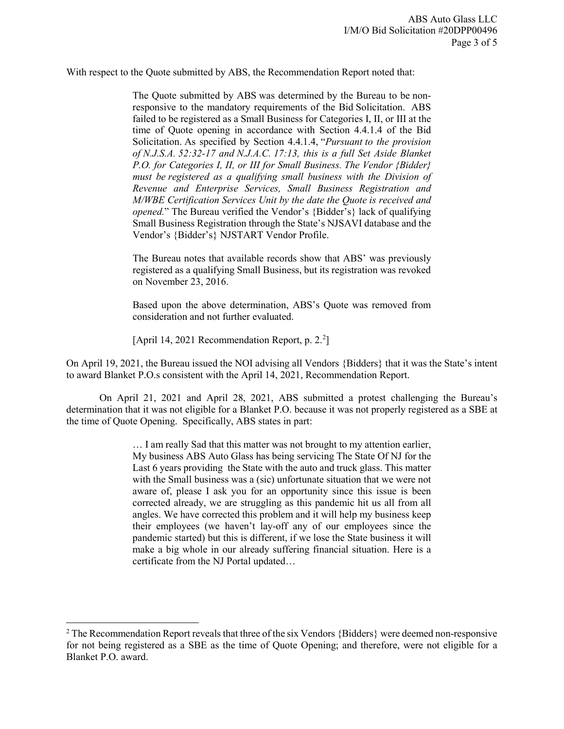With respect to the Quote submitted by ABS, the Recommendation Report noted that:

> The Quote submitted by ABS was determined by the Bureau to be non-responsive to the mandatory requirements of the Bid Solicitation. ABS failed to be registered as a Small Business for Categories I, II, or III at the time of Quote opening in accordance with Section 4.4.1.4 of the Bid Solicitation. As specified by Section 4.4.1.4, "*Pursuant to the provision of N.J.S.A. 52:32-17 and N.J.A.C. 17:13, this is a full Set Aside Blanket P.O. for Categories I, II, or III for Small Business. The Vendor {Bidder} must be registered as a qualifying small business with the Division of Revenue and Enterprise Services, Small Business Registration and M/WBE Certification Services Unit by the date the Quote is received and opened.*" The Bureau verified the Vendor's {Bidder's} lack of qualifying Small Business Registration through the State's NJSAVI database and the Vendor's {Bidder's} NJSTART Vendor Profile.
>
> The Bureau notes that available records show that ABS' was previously registered as a qualifying Small Business, but its registration was revoked on November 23, 2016.
>
> Based upon the above determination, ABS's Quote was removed from consideration and not further evaluated.
>
> [April 14, 2021 Recommendation Report, p. 2.[2]]

On April 19, 2021, the Bureau issued the NOI advising all Vendors {Bidders} that it was the State's intent to award Blanket P.O.s consistent with the April 14, 2021, Recommendation Report.

On April 21, 2021 and April 28, 2021, ABS submitted a protest challenging the Bureau's determination that it was not eligible for a Blanket P.O. because it was not properly registered as a SBE at the time of Quote Opening. Specifically, ABS states in part:

> … I am really Sad that this matter was not brought to my attention earlier, My business ABS Auto Glass has being servicing The State Of NJ for the Last 6 years providing the State with the auto and truck glass. This matter with the Small business was a (sic) unfortunate situation that we were not aware of, please I ask you for an opportunity since this issue is been corrected already, we are struggling as this pandemic hit us all from all angles. We have corrected this problem and it will help my business keep their employees (we haven't lay-off any of our employees since the pandemic started) but this is different, if we lose the State business it will make a big whole in our already suffering financial situation. Here is a certificate from the NJ Portal updated…

---

[2] The Recommendation Report reveals that three of the six Vendors {Bidders} were deemed non-responsive for not being registered as a SBE as the time of Quote Opening; and therefore, were not eligible for a Blanket P.O. award.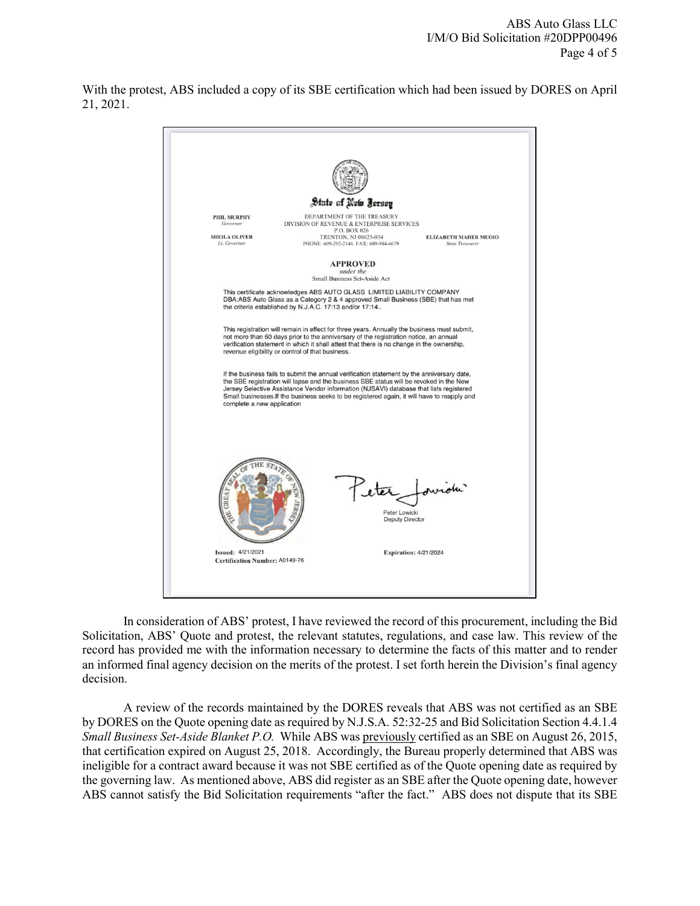With the protest, ABS included a copy of its SBE certification which had been issued by DORES on April 21, 2021.

> **State of New Jersey**
>
> PHIL MURPHY
> *Governor*
>
> SHEILA OLIVER
> *Lt. Governor*
>
> DEPARTMENT OF THE TREASURY
> DIVISION OF REVENUE & ENTERPRISE SERVICES
> P.O. BOX 026
> TRENTON, NJ 08625-034
> PHONE: 609-292-2146 FAX: 609-984-6679
>
> ELIZABETH MAHER MUOIO
> *State Treasurer*
>
> **APPROVED**
> *under the*
> Small Business Set-Aside Act
>
> This certificate acknowledges ABS AUTO GLASS LIMITED LIABILITY COMPANY DBA:ABS Auto Glass as a Category 2 & 4 approved Small Business (SBE) that has met the criteria established by N.J.A.C. 17:13 and/or 17:14..
>
> This registration will remain in effect for three years. Annually the business must submit, not more than 60 days prior to the anniversary of the registration notice, an annual verification statement in which it shall attest that there is no change in the ownership, revenue eligibility or control of that business.
>
> If the business fails to submit the annual verification statement by the anniversary date, the SBE registration will lapse and the business SBE status will be revoked in the New Jersey Selective Assistance Vendor information (NJSAVI) database that lists registered Small businesses.If the business seeks to be registered again, it will have to reapply and complete a new application
>
> Peter Lowicki
> Deputy Director
>
> **Issued:** 4/21/2021
> **Certification Number:** A0149-76
>
> **Expiration:** 4/21/2024

In consideration of ABS' protest, I have reviewed the record of this procurement, including the Bid Solicitation, ABS' Quote and protest, the relevant statutes, regulations, and case law. This review of the record has provided me with the information necessary to determine the facts of this matter and to render an informed final agency decision on the merits of the protest. I set forth herein the Division's final agency decision.

A review of the records maintained by the DORES reveals that ABS was not certified as an SBE by DORES on the Quote opening date as required by N.J.S.A. 52:32-25 and Bid Solicitation Section 4.4.1.4 *Small Business Set-Aside Blanket P.O.* While ABS was previously certified as an SBE on August 26, 2015, that certification expired on August 25, 2018. Accordingly, the Bureau properly determined that ABS was ineligible for a contract award because it was not SBE certified as of the Quote opening date as required by the governing law. As mentioned above, ABS did register as an SBE after the Quote opening date, however ABS cannot satisfy the Bid Solicitation requirements "after the fact." ABS does not dispute that its SBE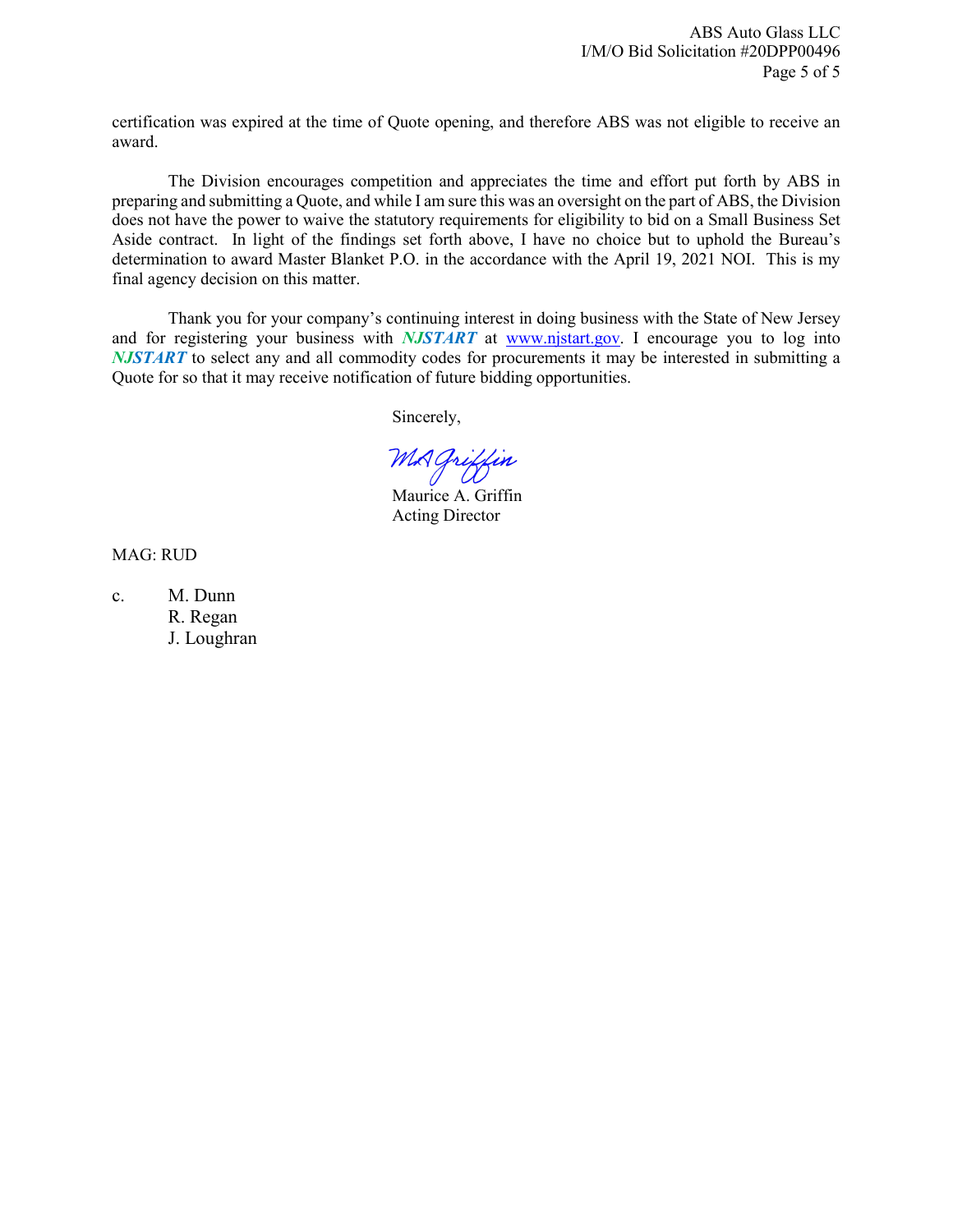certification was expired at the time of Quote opening, and therefore ABS was not eligible to receive an award.

The Division encourages competition and appreciates the time and effort put forth by ABS in preparing and submitting a Quote, and while I am sure this was an oversight on the part of ABS, the Division does not have the power to waive the statutory requirements for eligibility to bid on a Small Business Set Aside contract. In light of the findings set forth above, I have no choice but to uphold the Bureau's determination to award Master Blanket P.O. in the accordance with the April 19, 2021 NOI. This is my final agency decision on this matter.

Thank you for your company's continuing interest in doing business with the State of New Jersey and for registering your business with ***NJSTART*** at www.njstart.gov. I encourage you to log into ***NJSTART*** to select any and all commodity codes for procurements it may be interested in submitting a Quote for so that it may receive notification of future bidding opportunities.

Sincerely,

MA Griffin

Maurice A. Griffin
Acting Director

MAG: RUD

c. M. Dunn
R. Regan
J. Loughran